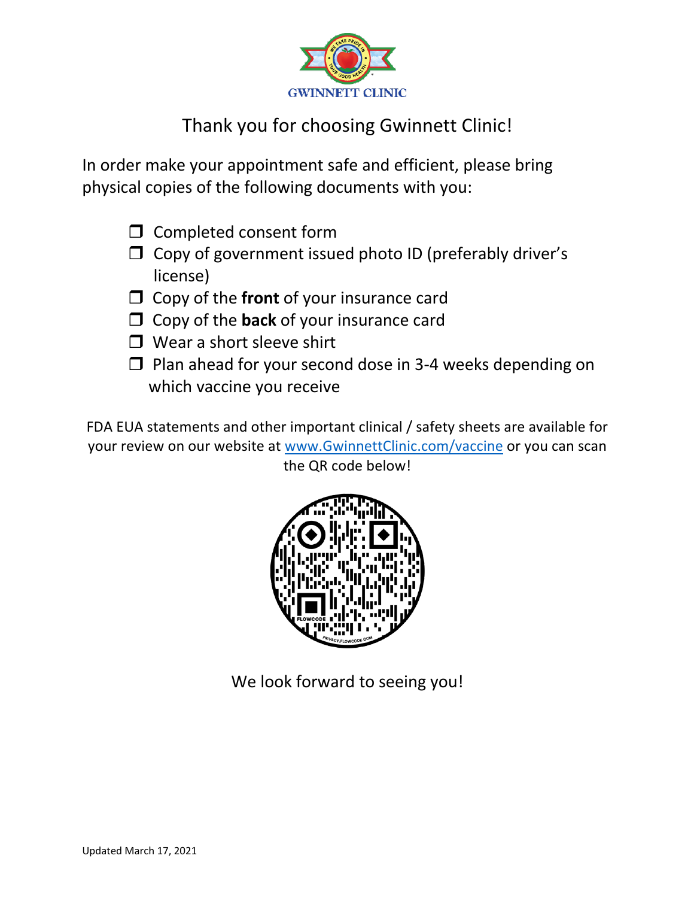GWINNETT CLINIC

Thank you for choosing Gwinnett Clinic!

In order make your appointment safe and efficient, please bring physical copies of the following documents with you:

- ❒ Completed consent form
- ❒ Copy of government issued photo ID (preferably driver's license)
- ❒ Copy of the **front** of your insurance card
- ❒ Copy of the **back** of your insurance card
- ❒ Wear a short sleeve shirt
- ❒ Plan ahead for your second dose in 3-4 weeks depending on which vaccine you receive

FDA EUA statements and other important clinical / safety sheets are available for your review on our website at [www.GwinnettClinic.com/vaccine](http://www.GwinnettClinic.com/vaccine) or you can scan the QR code below!

We look forward to seeing you!

Updated March 17, 2021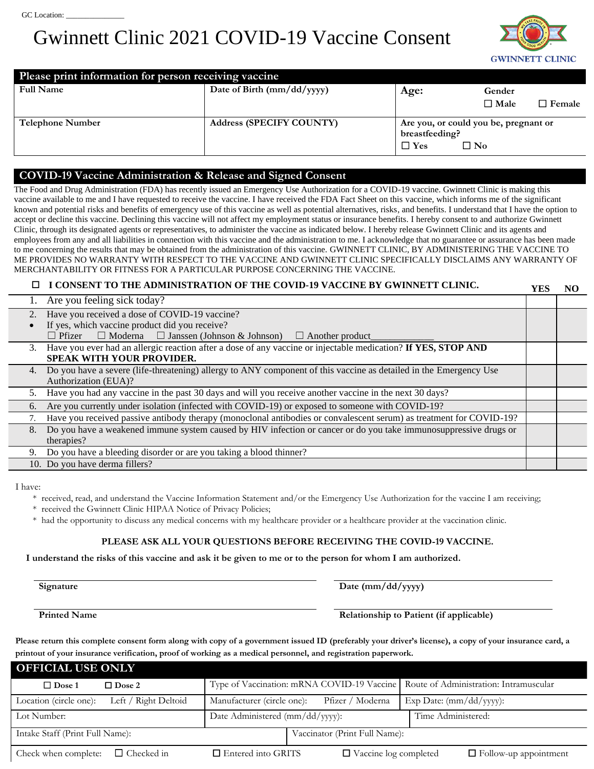GC Location: _______________

# Gwinnett Clinic 2021 COVID-19 Vaccine Consent

GWINNETT CLINIC

## Please print information for person receiving vaccine

| | | |
|---|---|---|
| **Full Name** | **Date of Birth (mm/dd/yyyy)** | **Age:** **Gender** ☐ **Male** ☐ **Female** |
| **Telephone Number** | **Address (SPECIFY COUNTY)** | **Are you, or could you be, pregnant or breastfeeding?** ☐ **Yes** ☐ **No** |

## COVID-19 Vaccine Administration & Release and Signed Consent

The Food and Drug Administration (FDA) has recently issued an Emergency Use Authorization for a COVID-19 vaccine. Gwinnett Clinic is making this vaccine available to me and I have requested to receive the vaccine. I have received the FDA Fact Sheet on this vaccine, which informs me of the significant known and potential risks and benefits of emergency use of this vaccine as well as potential alternatives, risks, and benefits. I understand that I have the option to accept or decline this vaccine. Declining this vaccine will not affect my employment status or insurance benefits. I hereby consent to and authorize Gwinnett Clinic, through its designated agents or representatives, to administer the vaccine as indicated below. I hereby release Gwinnett Clinic and its agents and employees from any and all liabilities in connection with this vaccine and the administration to me. I acknowledge that no guarantee or assurance has been made to me concerning the results that may be obtained from the administration of this vaccine. GWINNETT CLINIC, BY ADMINISTERING THE VACCINE TO ME PROVIDES NO WARRANTY WITH RESPECT TO THE VACCINE AND GWINNETT CLINIC SPECIFICALLY DISCLAIMS ANY WARRANTY OF MERCHANTABILITY OR FITNESS FOR A PARTICULAR PURPOSE CONCERNING THE VACCINE.

| ☐ **I CONSENT TO THE ADMINISTRATION OF THE COVID-19 VACCINE BY GWINNETT CLINIC.** | **YES** | **NO** |
|---|---|---|
| 1. Are you feeling sick today? | | |
| 2. Have you received a dose of COVID-19 vaccine?<br>• If yes, which vaccine product did you receive?<br>☐ Pfizer ☐ Moderna ☐ Janssen (Johnson & Johnson) ☐ Another product____________ | | |
| 3. Have you ever had an allergic reaction after a dose of any vaccine or injectable medication? **If YES, STOP AND SPEAK WITH YOUR PROVIDER.** | | |
| 4. Do you have a severe (life-threatening) allergy to ANY component of this vaccine as detailed in the Emergency Use Authorization (EUA)? | | |
| 5. Have you had any vaccine in the past 30 days and will you receive another vaccine in the next 30 days? | | |
| 6. Are you currently under isolation (infected with COVID-19) or exposed to someone with COVID-19? | | |
| 7. Have you received passive antibody therapy (monoclonal antibodies or convalescent serum) as treatment for COVID-19? | | |
| 8. Do you have a weakened immune system caused by HIV infection or cancer or do you take immunosuppressive drugs or therapies? | | |
| 9. Do you have a bleeding disorder or are you taking a blood thinner? | | |
| 10. Do you have derma fillers? | | |

I have:

* received, read, and understand the Vaccine Information Statement and/or the Emergency Use Authorization for the vaccine I am receiving;
* received the Gwinnett Clinic HIPAA Notice of Privacy Policies;
* had the opportunity to discuss any medical concerns with my healthcare provider or a healthcare provider at the vaccination clinic.

**PLEASE ASK ALL YOUR QUESTIONS BEFORE RECEIVING THE COVID-19 VACCINE.**

**I understand the risks of this vaccine and ask it be given to me or to the person for whom I am authorized.**

**Signature** ______________________ **Date (mm/dd/yyyy)** ______________________

**Printed Name** ______________________ **Relationship to Patient (if applicable)** ______________________

**Please return this complete consent form along with copy of a government issued ID (preferably your driver's license), a copy of your insurance card, a printout of your insurance verification, proof of working as a medical personnel, and registration paperwork.**

## OFFICIAL USE ONLY

| | | |
|---|---|---|
| ☐ Dose 1 ☐ Dose 2 | Type of Vaccination: mRNA COVID-19 Vaccine | Route of Administration: Intramuscular |
| Location (circle one): Left / Right Deltoid | Manufacturer (circle one): Pfizer / Moderna | Exp Date: (mm/dd/yyyy): |
| Lot Number: | Date Administered (mm/dd/yyyy): | Time Administered: |
| Intake Staff (Print Full Name): | Vaccinator (Print Full Name): | |

Check when complete: ☐ Checked in ☐ Entered into GRITS ☐ Vaccine log completed ☐ Follow-up appointment